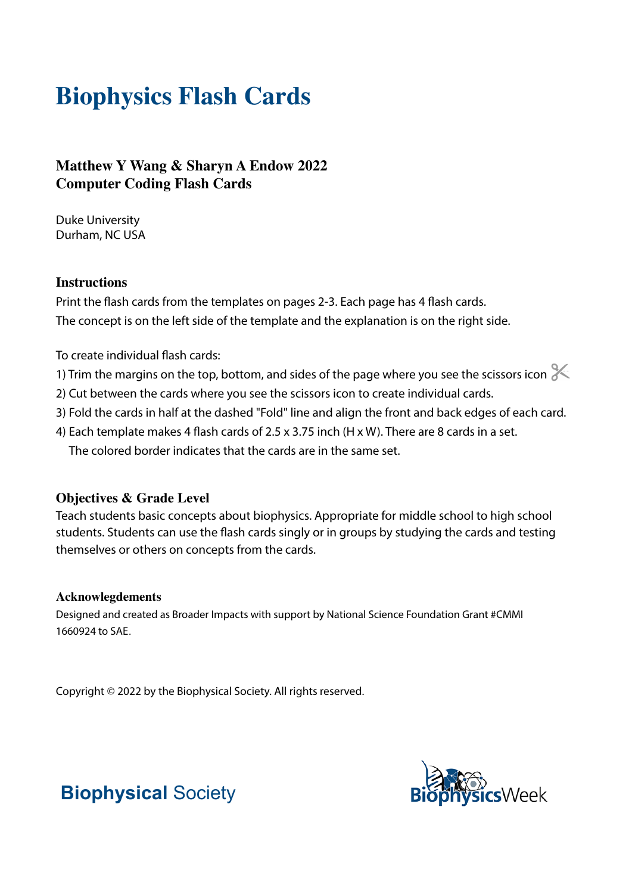# Biophysics Flash Cards

## Matthew Y Wang & Sharyn A Endow 2022
## Computer Coding Flash Cards

Duke University
Durham, NC USA

### Instructions

Print the flash cards from the templates on pages 2-3. Each page has 4 flash cards.
The concept is on the left side of the template and the explanation is on the right side.

To create individual flash cards:

1) Trim the margins on the top, bottom, and sides of the page where you see the scissors icon ✂
2) Cut between the cards where you see the scissors icon to create individual cards.
3) Fold the cards in half at the dashed "Fold" line and align the front and back edges of each card.
4) Each template makes 4 flash cards of 2.5 x 3.75 inch (H x W). There are 8 cards in a set.
   The colored border indicates that the cards are in the same set.

### Objectives & Grade Level

Teach students basic concepts about biophysics. Appropriate for middle school to high school students. Students can use the flash cards singly or in groups by studying the cards and testing themselves or others on concepts from the cards.

#### Acknowlegdements

Designed and created as Broader Impacts with support by National Science Foundation Grant #CMMI 1660924 to SAE.

Copyright © 2022 by the Biophysical Society. All rights reserved.

**Biophysical** Society

BiophysicsWeek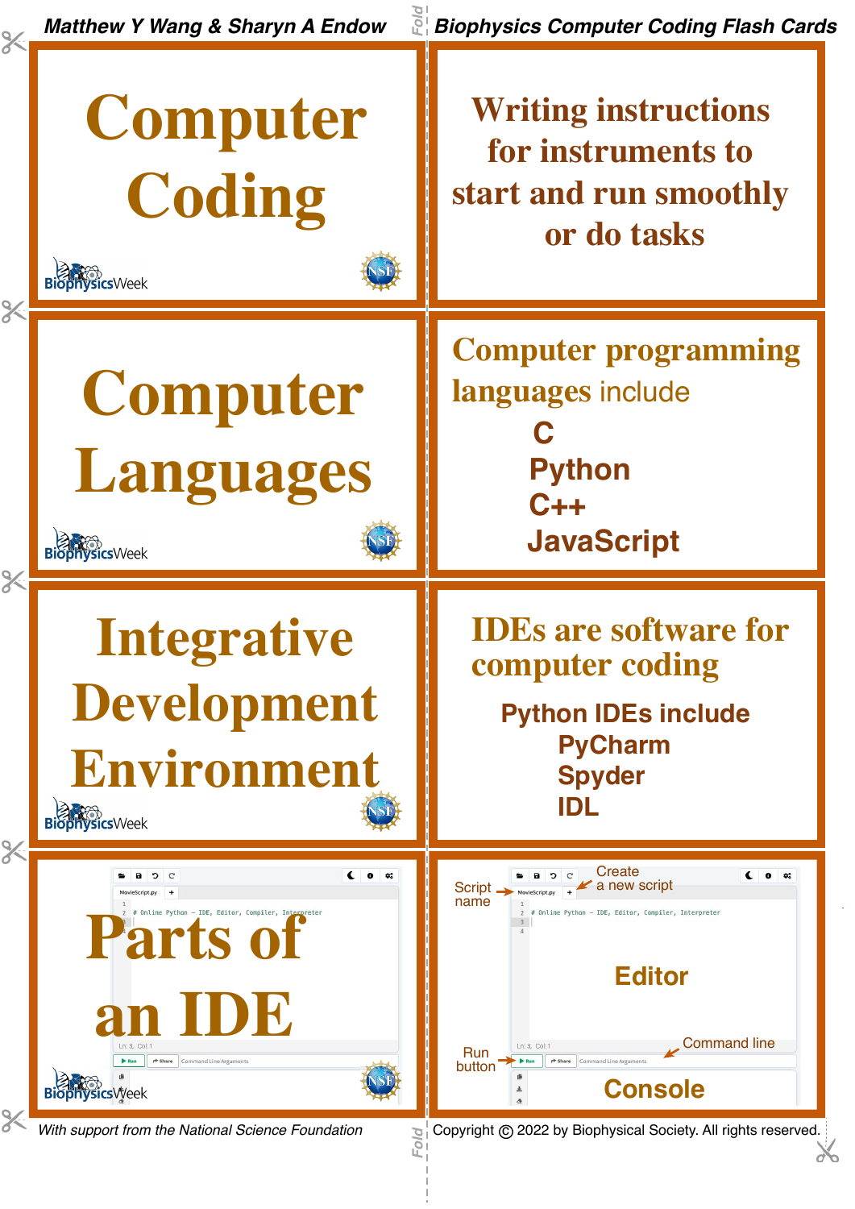Matthew Y Wang & Sharyn A Endow

Biophysics Computer Coding Flash Cards

# Computer Coding

Writing instructions for instruments to start and run smoothly or do tasks

# Computer Languages

Computer programming languages include

- C
- Python
- C++
- JavaScript

# Integrative Development Environment

IDEs are software for computer coding

Python IDEs include

- PyCharm
- Spyder
- IDL

# Parts of an IDE

Script name

Create a new script

```
# Online Python - IDE, Editor, Compiler, Interpreter
```

Editor

Run button

Command line

Console

With support from the National Science Foundation

Copyright © 2022 by Biophysical Society. All rights reserved.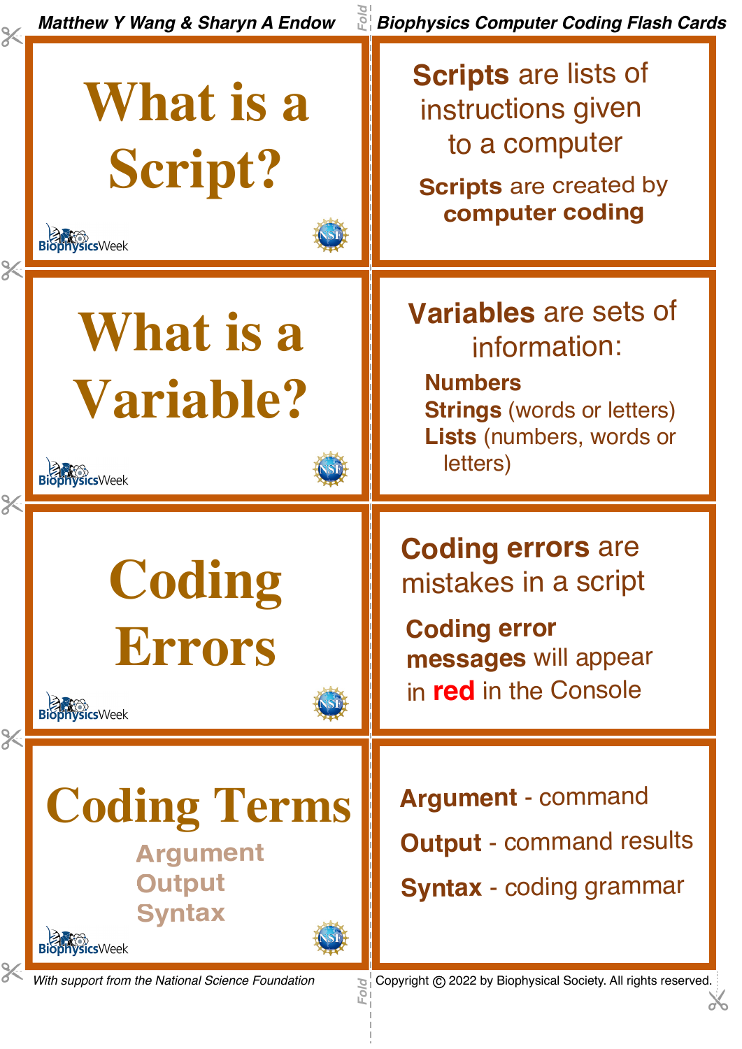# What is a Script?

**Scripts** are lists of instructions given to a computer

**Scripts** are created by **computer coding**

# What is a Variable?

**Variables** are sets of information:

- **Numbers**
- **Strings** (words or letters)
- **Lists** (numbers, words or letters)

# Coding Errors

**Coding errors** are mistakes in a script

**Coding error messages** will appear in **red** in the Console

# Coding Terms

Argument
Output
Syntax

**Argument** - command

**Output** - command results

**Syntax** - coding grammar

*With support from the National Science Foundation*

Copyright © 2022 by Biophysical Society. All rights reserved.